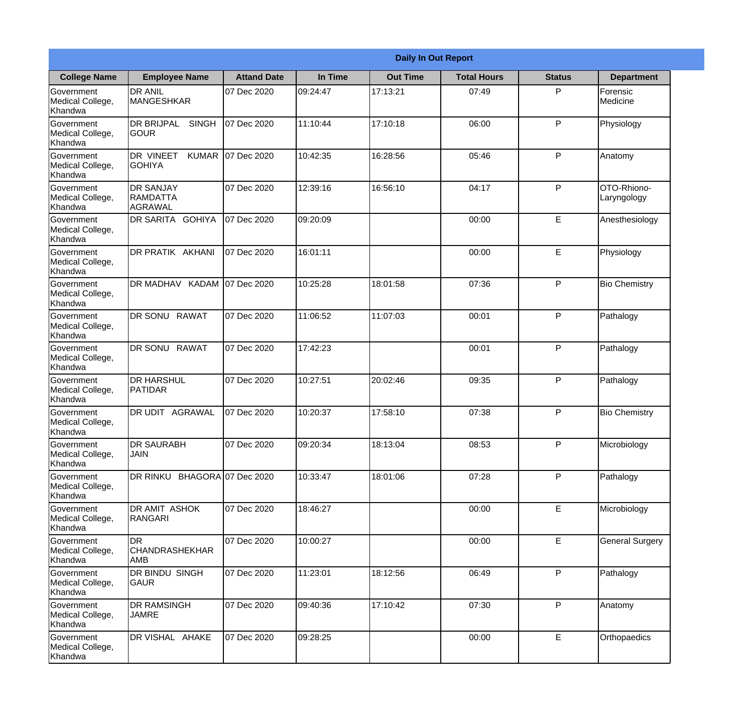**Daily In Out Report**

| College Name | Employee Name | Attand Date | In Time | Out Time | Total Hours | Status | Department |
|---|---|---|---|---|---|---|---|
| Government Medical College, Khandwa | DR ANIL MANGESHKAR | 07 Dec 2020 | 09:24:47 | 17:13:21 | 07:49 | P | Forensic Medicine |
| Government Medical College, Khandwa | DR BRIJPAL SINGH GOUR | 07 Dec 2020 | 11:10:44 | 17:10:18 | 06:00 | P | Physiology |
| Government Medical College, Khandwa | DR VINEET KUMAR GOHIYA | 07 Dec 2020 | 10:42:35 | 16:28:56 | 05:46 | P | Anatomy |
| Government Medical College, Khandwa | DR SANJAY RAMDATTA AGRAWAL | 07 Dec 2020 | 12:39:16 | 16:56:10 | 04:17 | P | OTO-Rhiono-Laryngology |
| Government Medical College, Khandwa | DR SARITA GOHIYA | 07 Dec 2020 | 09:20:09 | | 00:00 | E | Anesthesiology |
| Government Medical College, Khandwa | DR PRATIK AKHANI | 07 Dec 2020 | 16:01:11 | | 00:00 | E | Physiology |
| Government Medical College, Khandwa | DR MADHAV KADAM | 07 Dec 2020 | 10:25:28 | 18:01:58 | 07:36 | P | Bio Chemistry |
| Government Medical College, Khandwa | DR SONU RAWAT | 07 Dec 2020 | 11:06:52 | 11:07:03 | 00:01 | P | Pathalogy |
| Government Medical College, Khandwa | DR SONU RAWAT | 07 Dec 2020 | 17:42:23 | | 00:01 | P | Pathalogy |
| Government Medical College, Khandwa | DR HARSHUL PATIDAR | 07 Dec 2020 | 10:27:51 | 20:02:46 | 09:35 | P | Pathalogy |
| Government Medical College, Khandwa | DR UDIT AGRAWAL | 07 Dec 2020 | 10:20:37 | 17:58:10 | 07:38 | P | Bio Chemistry |
| Government Medical College, Khandwa | DR SAURABH JAIN | 07 Dec 2020 | 09:20:34 | 18:13:04 | 08:53 | P | Microbiology |
| Government Medical College, Khandwa | DR RINKU BHAGORA | 07 Dec 2020 | 10:33:47 | 18:01:06 | 07:28 | P | Pathalogy |
| Government Medical College, Khandwa | DR AMIT ASHOK RANGARI | 07 Dec 2020 | 18:46:27 | | 00:00 | E | Microbiology |
| Government Medical College, Khandwa | DR CHANDRASHEKHAR AMB | 07 Dec 2020 | 10:00:27 | | 00:00 | E | General Surgery |
| Government Medical College, Khandwa | DR BINDU SINGH GAUR | 07 Dec 2020 | 11:23:01 | 18:12:56 | 06:49 | P | Pathalogy |
| Government Medical College, Khandwa | DR RAMSINGH JAMRE | 07 Dec 2020 | 09:40:36 | 17:10:42 | 07:30 | P | Anatomy |
| Government Medical College, Khandwa | DR VISHAL AHAKE | 07 Dec 2020 | 09:28:25 | | 00:00 | E | Orthopaedics |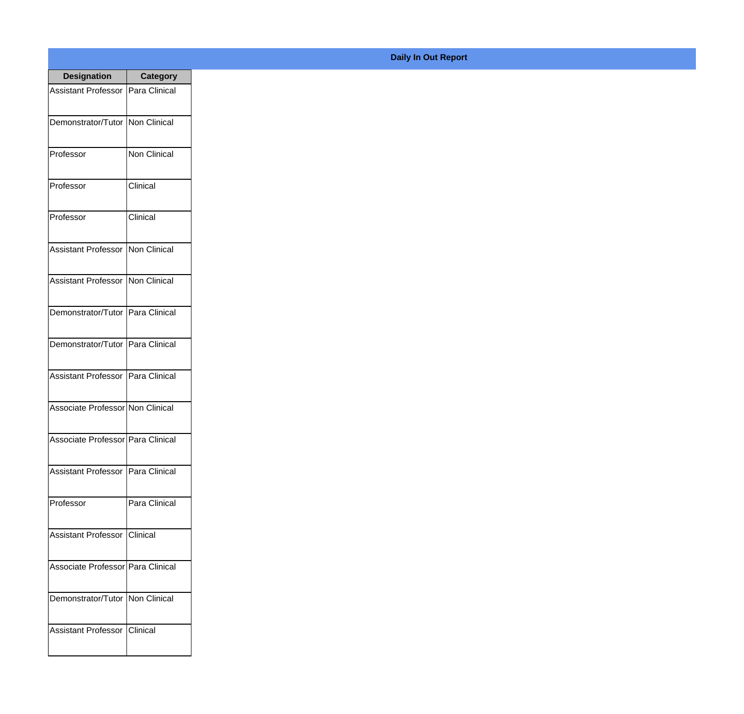**Daily In Out Report**

| Designation | Category |
|---|---|
| Assistant Professor | Para Clinical |
| Demonstrator/Tutor | Non Clinical |
| Professor | Non Clinical |
| Professor | Clinical |
| Professor | Clinical |
| Assistant Professor | Non Clinical |
| Assistant Professor | Non Clinical |
| Demonstrator/Tutor | Para Clinical |
| Demonstrator/Tutor | Para Clinical |
| Assistant Professor | Para Clinical |
| Associate Professor | Non Clinical |
| Associate Professor | Para Clinical |
| Assistant Professor | Para Clinical |
| Professor | Para Clinical |
| Assistant Professor | Clinical |
| Associate Professor | Para Clinical |
| Demonstrator/Tutor | Non Clinical |
| Assistant Professor | Clinical |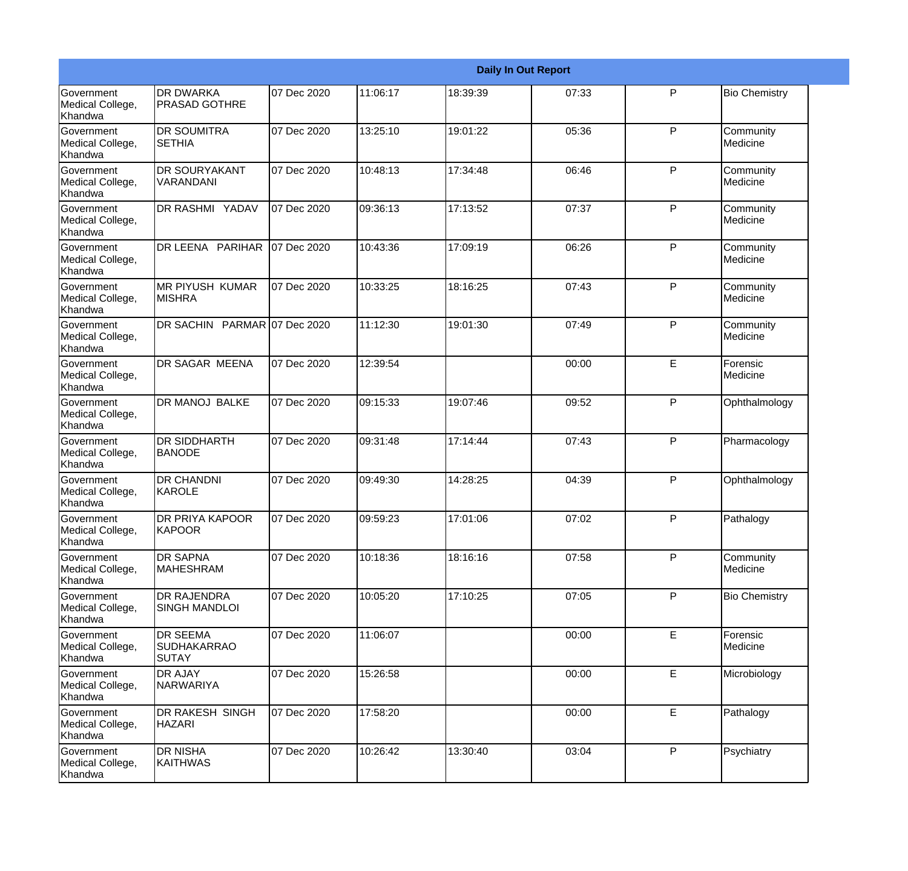| Daily In Out Report | | | | | | | |
|---|---|---|---|---|---|---|---|
| Government Medical College, Khandwa | DR DWARKA PRASAD GOTHRE | 07 Dec 2020 | 11:06:17 | 18:39:39 | 07:33 | P | Bio Chemistry |
| Government Medical College, Khandwa | DR SOUMITRA SETHIA | 07 Dec 2020 | 13:25:10 | 19:01:22 | 05:36 | P | Community Medicine |
| Government Medical College, Khandwa | DR SOURYAKANT VARANDANI | 07 Dec 2020 | 10:48:13 | 17:34:48 | 06:46 | P | Community Medicine |
| Government Medical College, Khandwa | DR RASHMI YADAV | 07 Dec 2020 | 09:36:13 | 17:13:52 | 07:37 | P | Community Medicine |
| Government Medical College, Khandwa | DR LEENA PARIHAR | 07 Dec 2020 | 10:43:36 | 17:09:19 | 06:26 | P | Community Medicine |
| Government Medical College, Khandwa | MR PIYUSH KUMAR MISHRA | 07 Dec 2020 | 10:33:25 | 18:16:25 | 07:43 | P | Community Medicine |
| Government Medical College, Khandwa | DR SACHIN PARMAR | 07 Dec 2020 | 11:12:30 | 19:01:30 | 07:49 | P | Community Medicine |
| Government Medical College, Khandwa | DR SAGAR MEENA | 07 Dec 2020 | 12:39:54 | | 00:00 | E | Forensic Medicine |
| Government Medical College, Khandwa | DR MANOJ BALKE | 07 Dec 2020 | 09:15:33 | 19:07:46 | 09:52 | P | Ophthalmology |
| Government Medical College, Khandwa | DR SIDDHARTH BANODE | 07 Dec 2020 | 09:31:48 | 17:14:44 | 07:43 | P | Pharmacology |
| Government Medical College, Khandwa | DR CHANDNI KAROLE | 07 Dec 2020 | 09:49:30 | 14:28:25 | 04:39 | P | Ophthalmology |
| Government Medical College, Khandwa | DR PRIYA KAPOOR KAPOOR | 07 Dec 2020 | 09:59:23 | 17:01:06 | 07:02 | P | Pathalogy |
| Government Medical College, Khandwa | DR SAPNA MAHESHRAM | 07 Dec 2020 | 10:18:36 | 18:16:16 | 07:58 | P | Community Medicine |
| Government Medical College, Khandwa | DR RAJENDRA SINGH MANDLOI | 07 Dec 2020 | 10:05:20 | 17:10:25 | 07:05 | P | Bio Chemistry |
| Government Medical College, Khandwa | DR SEEMA SUDHAKARRAO SUTAY | 07 Dec 2020 | 11:06:07 | | 00:00 | E | Forensic Medicine |
| Government Medical College, Khandwa | DR AJAY NARWARIYA | 07 Dec 2020 | 15:26:58 | | 00:00 | E | Microbiology |
| Government Medical College, Khandwa | DR RAKESH SINGH HAZARI | 07 Dec 2020 | 17:58:20 | | 00:00 | E | Pathalogy |
| Government Medical College, Khandwa | DR NISHA KAITHWAS | 07 Dec 2020 | 10:26:42 | 13:30:40 | 03:04 | P | Psychiatry |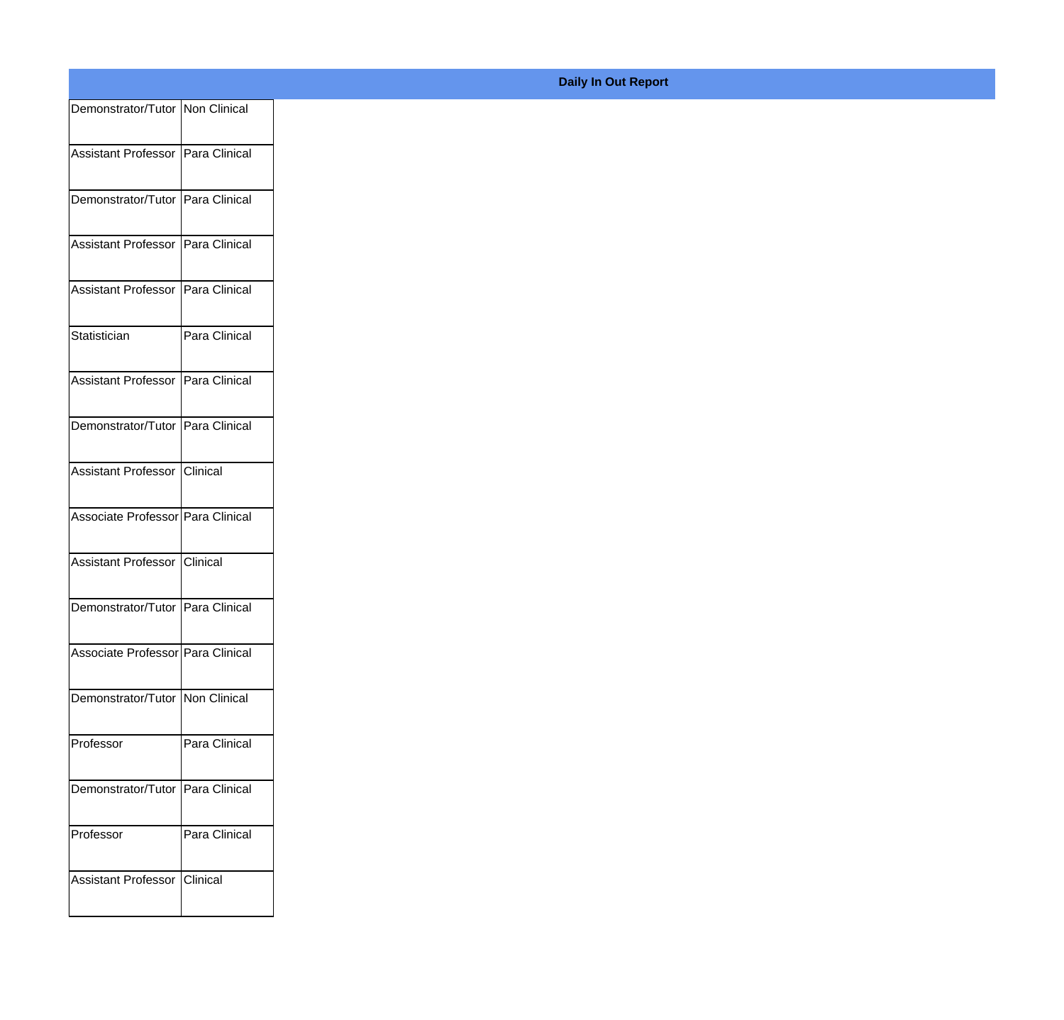**Daily In Out Report**

| | |
|---|---|
| Demonstrator/Tutor | Non Clinical |
| Assistant Professor | Para Clinical |
| Demonstrator/Tutor | Para Clinical |
| Assistant Professor | Para Clinical |
| Assistant Professor | Para Clinical |
| Statistician | Para Clinical |
| Assistant Professor | Para Clinical |
| Demonstrator/Tutor | Para Clinical |
| Assistant Professor | Clinical |
| Associate Professor | Para Clinical |
| Assistant Professor | Clinical |
| Demonstrator/Tutor | Para Clinical |
| Associate Professor | Para Clinical |
| Demonstrator/Tutor | Non Clinical |
| Professor | Para Clinical |
| Demonstrator/Tutor | Para Clinical |
| Professor | Para Clinical |
| Assistant Professor | Clinical |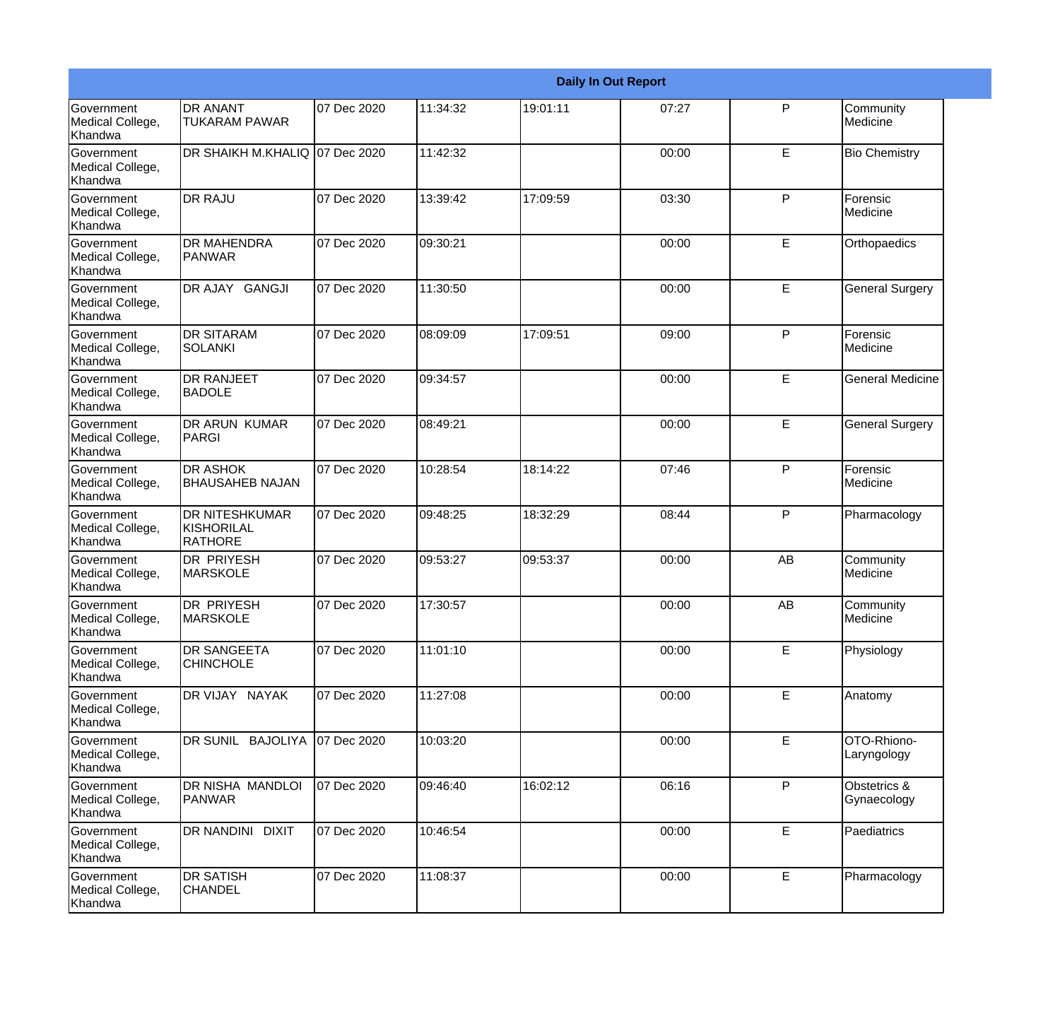| Daily In Out Report | | | | | | | |
|---|---|---|---|---|---|---|---|
| Government Medical College, Khandwa | DR ANANT TUKARAM PAWAR | 07 Dec 2020 | 11:34:32 | 19:01:11 | 07:27 | P | Community Medicine |
| Government Medical College, Khandwa | DR SHAIKH M.KHALIQ | 07 Dec 2020 | 11:42:32 | | 00:00 | E | Bio Chemistry |
| Government Medical College, Khandwa | DR RAJU | 07 Dec 2020 | 13:39:42 | 17:09:59 | 03:30 | P | Forensic Medicine |
| Government Medical College, Khandwa | DR MAHENDRA PANWAR | 07 Dec 2020 | 09:30:21 | | 00:00 | E | Orthopaedics |
| Government Medical College, Khandwa | DR AJAY GANGJI | 07 Dec 2020 | 11:30:50 | | 00:00 | E | General Surgery |
| Government Medical College, Khandwa | DR SITARAM SOLANKI | 07 Dec 2020 | 08:09:09 | 17:09:51 | 09:00 | P | Forensic Medicine |
| Government Medical College, Khandwa | DR RANJEET BADOLE | 07 Dec 2020 | 09:34:57 | | 00:00 | E | General Medicine |
| Government Medical College, Khandwa | DR ARUN KUMAR PARGI | 07 Dec 2020 | 08:49:21 | | 00:00 | E | General Surgery |
| Government Medical College, Khandwa | DR ASHOK BHAUSAHEB NAJAN | 07 Dec 2020 | 10:28:54 | 18:14:22 | 07:46 | P | Forensic Medicine |
| Government Medical College, Khandwa | DR NITESHKUMAR KISHORILAL RATHORE | 07 Dec 2020 | 09:48:25 | 18:32:29 | 08:44 | P | Pharmacology |
| Government Medical College, Khandwa | DR PRIYESH MARSKOLE | 07 Dec 2020 | 09:53:27 | 09:53:37 | 00:00 | AB | Community Medicine |
| Government Medical College, Khandwa | DR PRIYESH MARSKOLE | 07 Dec 2020 | 17:30:57 | | 00:00 | AB | Community Medicine |
| Government Medical College, Khandwa | DR SANGEETA CHINCHOLE | 07 Dec 2020 | 11:01:10 | | 00:00 | E | Physiology |
| Government Medical College, Khandwa | DR VIJAY NAYAK | 07 Dec 2020 | 11:27:08 | | 00:00 | E | Anatomy |
| Government Medical College, Khandwa | DR SUNIL BAJOLIYA | 07 Dec 2020 | 10:03:20 | | 00:00 | E | OTO-Rhiono-Laryngology |
| Government Medical College, Khandwa | DR NISHA MANDLOI PANWAR | 07 Dec 2020 | 09:46:40 | 16:02:12 | 06:16 | P | Obstetrics & Gynaecology |
| Government Medical College, Khandwa | DR NANDINI DIXIT | 07 Dec 2020 | 10:46:54 | | 00:00 | E | Paediatrics |
| Government Medical College, Khandwa | DR SATISH CHANDEL | 07 Dec 2020 | 11:08:37 | | 00:00 | E | Pharmacology |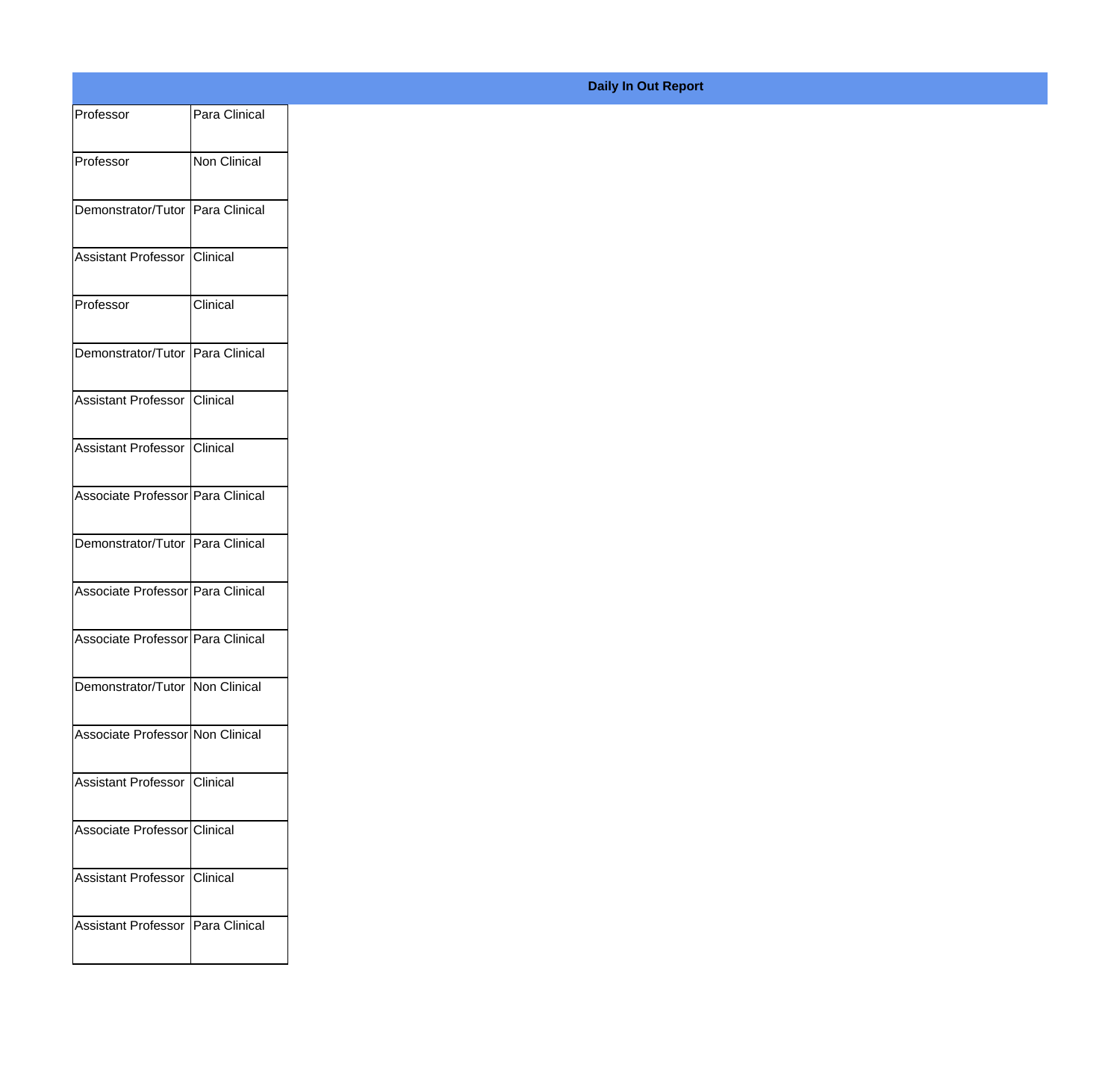**Daily In Out Report**

| | |
|---|---|
| Professor | Para Clinical |
| Professor | Non Clinical |
| Demonstrator/Tutor | Para Clinical |
| Assistant Professor | Clinical |
| Professor | Clinical |
| Demonstrator/Tutor | Para Clinical |
| Assistant Professor | Clinical |
| Assistant Professor | Clinical |
| Associate Professor | Para Clinical |
| Demonstrator/Tutor | Para Clinical |
| Associate Professor | Para Clinical |
| Associate Professor | Para Clinical |
| Demonstrator/Tutor | Non Clinical |
| Associate Professor | Non Clinical |
| Assistant Professor | Clinical |
| Associate Professor | Clinical |
| Assistant Professor | Clinical |
| Assistant Professor | Para Clinical |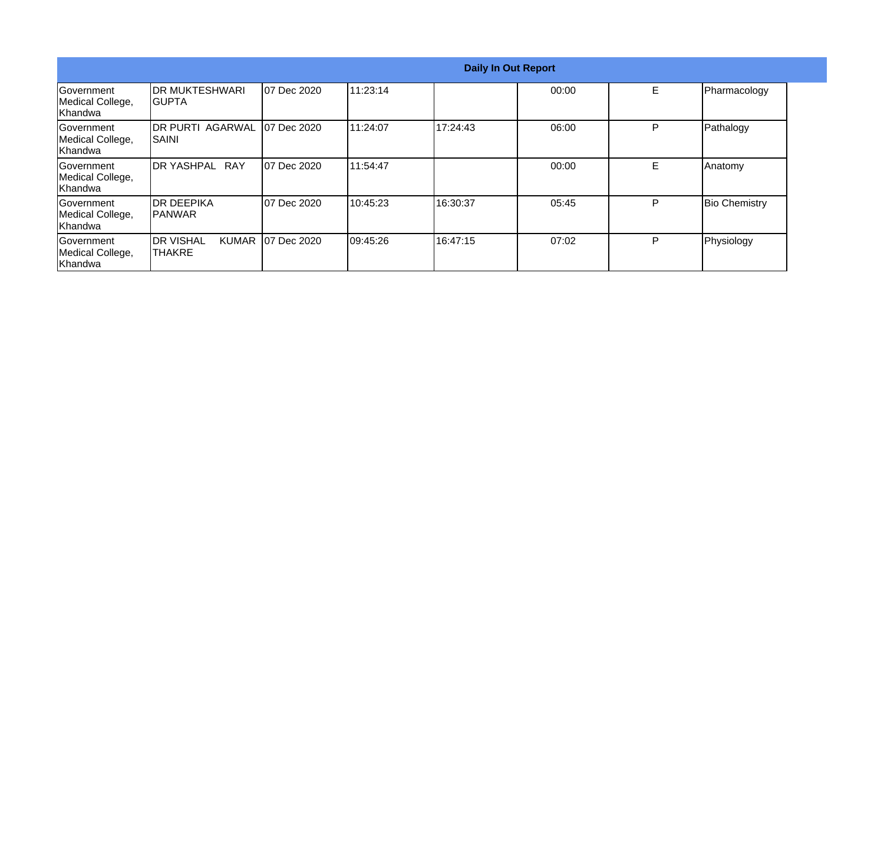| Daily In Out Report | | | | | | | |
|---|---|---|---|---|---|---|---|
| Government Medical College, Khandwa | DR MUKTESHWARI GUPTA | 07 Dec 2020 | 11:23:14 | | 00:00 | E | Pharmacology |
| Government Medical College, Khandwa | DR PURTI AGARWAL SAINI | 07 Dec 2020 | 11:24:07 | 17:24:43 | 06:00 | P | Pathalogy |
| Government Medical College, Khandwa | DR YASHPAL RAY | 07 Dec 2020 | 11:54:47 | | 00:00 | E | Anatomy |
| Government Medical College, Khandwa | DR DEEPIKA PANWAR | 07 Dec 2020 | 10:45:23 | 16:30:37 | 05:45 | P | Bio Chemistry |
| Government Medical College, Khandwa | DR VISHAL KUMAR THAKRE | 07 Dec 2020 | 09:45:26 | 16:47:15 | 07:02 | P | Physiology |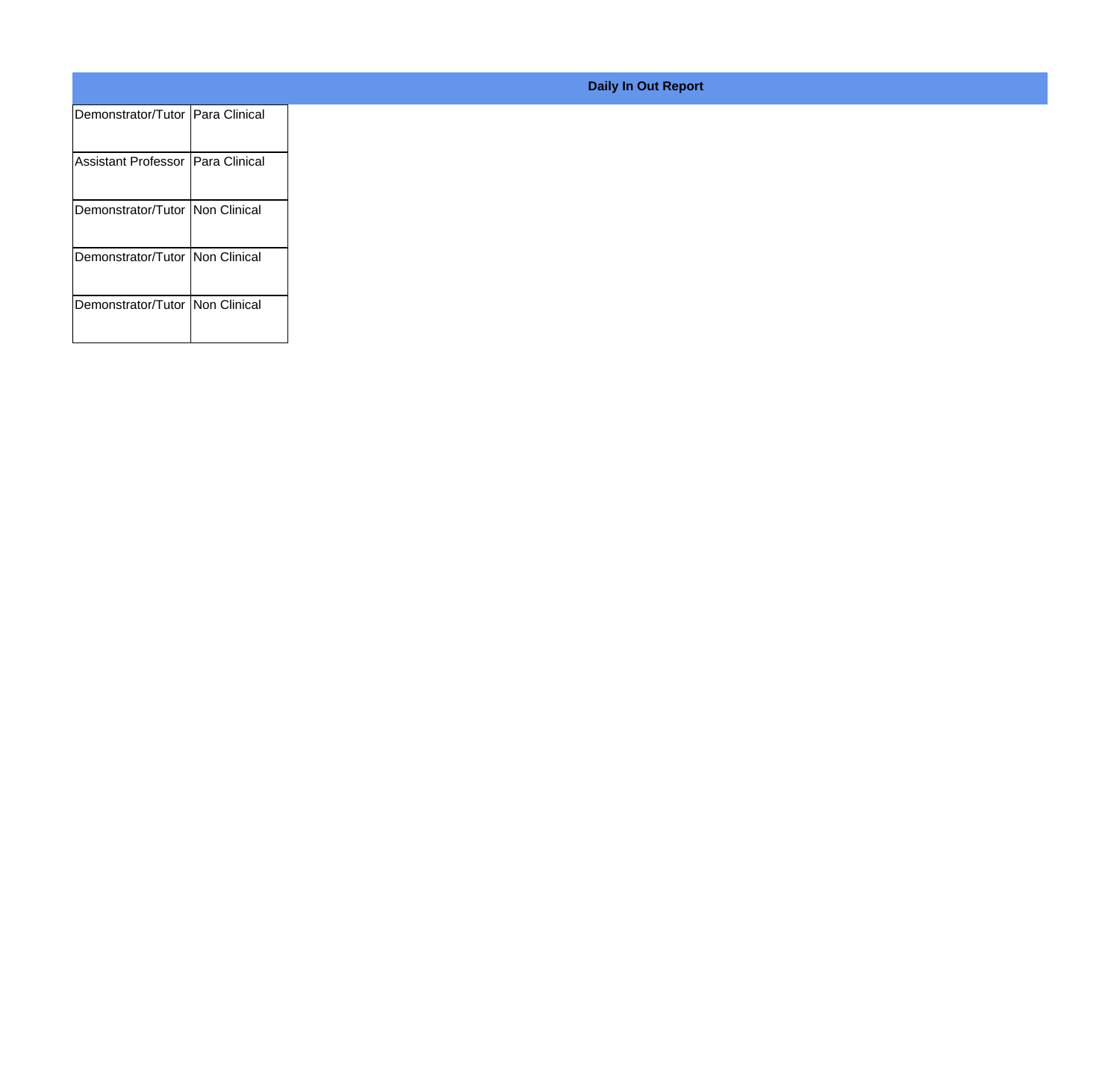**Daily In Out Report**

| | |
|---|---|
| Demonstrator/Tutor | Para Clinical |
| Assistant Professor | Para Clinical |
| Demonstrator/Tutor | Non Clinical |
| Demonstrator/Tutor | Non Clinical |
| Demonstrator/Tutor | Non Clinical |